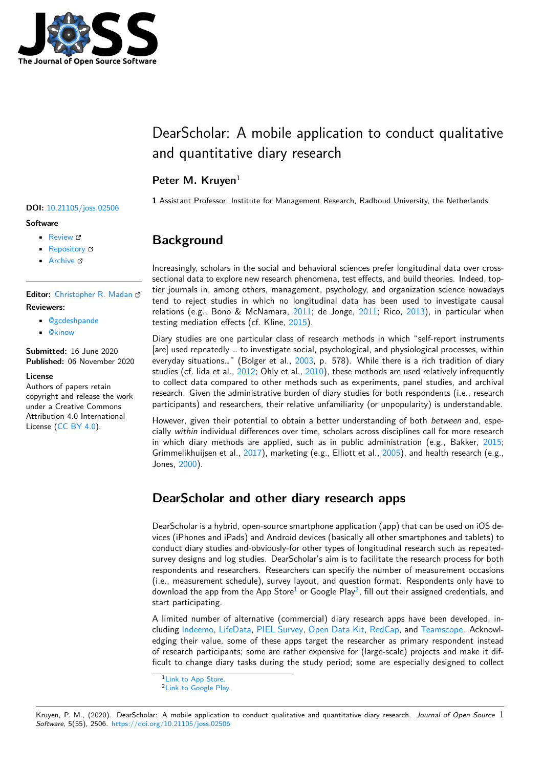# DearScholar: A mobile application to conduct qualitative and quantitative diary research

**Peter M. Kruyen**[1]

**1** Assistant Professor, Institute for Management Research, Radboud University, the Netherlands

**DOI:** 10.21105/joss.02506

**Software**

- Review
- Repository
- Archive

**Editor:** Christopher R. Madan

**Reviewers:**

- @gcdeshpande
- @kinow

**Submitted:** 16 June 2020
**Published:** 06 November 2020

**License**
Authors of papers retain copyright and release the work under a Creative Commons Attribution 4.0 International License (CC BY 4.0).

## Background

Increasingly, scholars in the social and behavioral sciences prefer longitudinal data over cross-sectional data to explore new research phenomena, test effects, and build theories. Indeed, top-tier journals in, among others, management, psychology, and organization science nowadays tend to reject studies in which no longitudinal data has been used to investigate causal relations (e.g., Bono & McNamara, 2011; de Jonge, 2011; Rico, 2013), in particular when testing mediation effects (cf. Kline, 2015).

Diary studies are one particular class of research methods in which "self-report instruments [are] used repeatedly … to investigate social, psychological, and physiological processes, within everyday situations…" (Bolger et al., 2003, p. 578). While there is a rich tradition of diary studies (cf. Iida et al., 2012; Ohly et al., 2010), these methods are used relatively infrequently to collect data compared to other methods such as experiments, panel studies, and archival research. Given the administrative burden of diary studies for both respondents (i.e., research participants) and researchers, their relative unfamiliarity (or unpopularity) is understandable.

However, given their potential to obtain a better understanding of both *between* and, especially *within* individual differences over time, scholars across disciplines call for more research in which diary methods are applied, such as in public administration (e.g., Bakker, 2015; Grimmelikhuijsen et al., 2017), marketing (e.g., Elliott et al., 2005), and health research (e.g., Jones, 2000).

## DearScholar and other diary research apps

DearScholar is a hybrid, open-source smartphone application (app) that can be used on iOS devices (iPhones and iPads) and Android devices (basically all other smartphones and tablets) to conduct diary studies and-obviously-for other types of longitudinal research such as repeated-survey designs and log studies. DearScholar's aim is to facilitate the research process for both respondents and researchers. Researchers can specify the number of measurement occasions (i.e., measurement schedule), survey layout, and question format. Respondents only have to download the app from the App Store[1] or Google Play[2], fill out their assigned credentials, and start participating.

A limited number of alternative (commercial) diary research apps have been developed, including Indeemo, LifeData, PIEL Survey, Open Data Kit, RedCap, and Teamscope. Acknowledging their value, some of these apps target the researcher as primary respondent instead of research participants; some are rather expensive for (large-scale) projects and make it difficult to change diary tasks during the study period; some are especially designed to collect

[1] Link to App Store.
[2] Link to Google Play.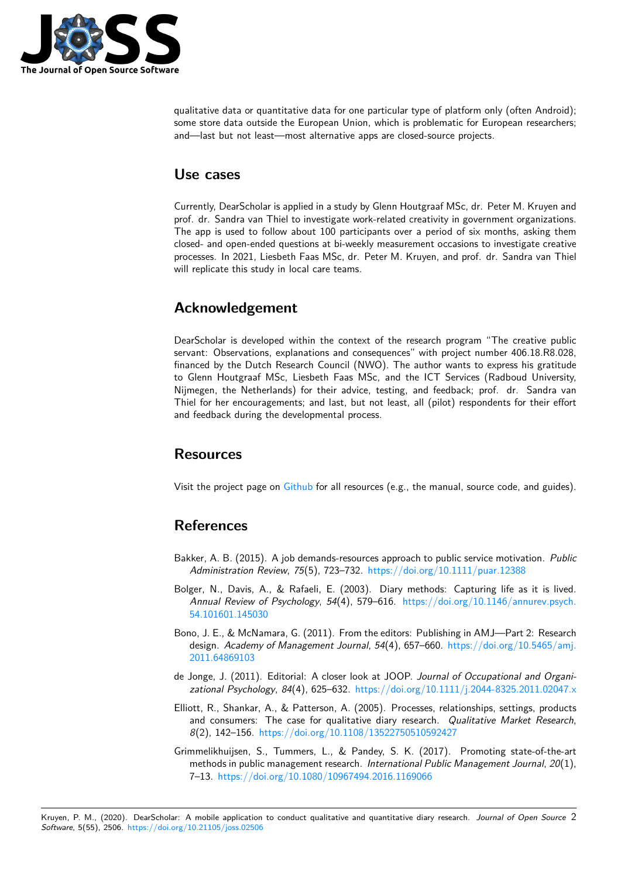qualitative data or quantitative data for one particular type of platform only (often Android); some store data outside the European Union, which is problematic for European researchers; and—last but not least—most alternative apps are closed-source projects.

# Use cases

Currently, DearScholar is applied in a study by Glenn Houtgraaf MSc, dr. Peter M. Kruyen and prof. dr. Sandra van Thiel to investigate work-related creativity in government organizations. The app is used to follow about 100 participants over a period of six months, asking them closed- and open-ended questions at bi-weekly measurement occasions to investigate creative processes. In 2021, Liesbeth Faas MSc, dr. Peter M. Kruyen, and prof. dr. Sandra van Thiel will replicate this study in local care teams.

# Acknowledgement

DearScholar is developed within the context of the research program "The creative public servant: Observations, explanations and consequences" with project number 406.18.R8.028, financed by the Dutch Research Council (NWO). The author wants to express his gratitude to Glenn Houtgraaf MSc, Liesbeth Faas MSc, and the ICT Services (Radboud University, Nijmegen, the Netherlands) for their advice, testing, and feedback; prof. dr. Sandra van Thiel for her encouragements; and last, but not least, all (pilot) respondents for their effort and feedback during the developmental process.

# Resources

Visit the project page on Github for all resources (e.g., the manual, source code, and guides).

# References

Bakker, A. B. (2015). A job demands-resources approach to public service motivation. *Public Administration Review*, *75*(5), 723–732. https://doi.org/10.1111/puar.12388

Bolger, N., Davis, A., & Rafaeli, E. (2003). Diary methods: Capturing life as it is lived. *Annual Review of Psychology*, *54*(4), 579–616. https://doi.org/10.1146/annurev.psych.54.101601.145030

Bono, J. E., & McNamara, G. (2011). From the editors: Publishing in AMJ—Part 2: Research design. *Academy of Management Journal*, *54*(4), 657–660. https://doi.org/10.5465/amj.2011.64869103

de Jonge, J. (2011). Editorial: A closer look at JOOP. *Journal of Occupational and Organizational Psychology*, *84*(4), 625–632. https://doi.org/10.1111/j.2044-8325.2011.02047.x

Elliott, R., Shankar, A., & Patterson, A. (2005). Processes, relationships, settings, products and consumers: The case for qualitative diary research. *Qualitative Market Research*, *8*(2), 142–156. https://doi.org/10.1108/13522750510592427

Grimmelikhuijsen, S., Tummers, L., & Pandey, S. K. (2017). Promoting state-of-the-art methods in public management research. *International Public Management Journal*, *20*(1), 7–13. https://doi.org/10.1080/10967494.2016.1169066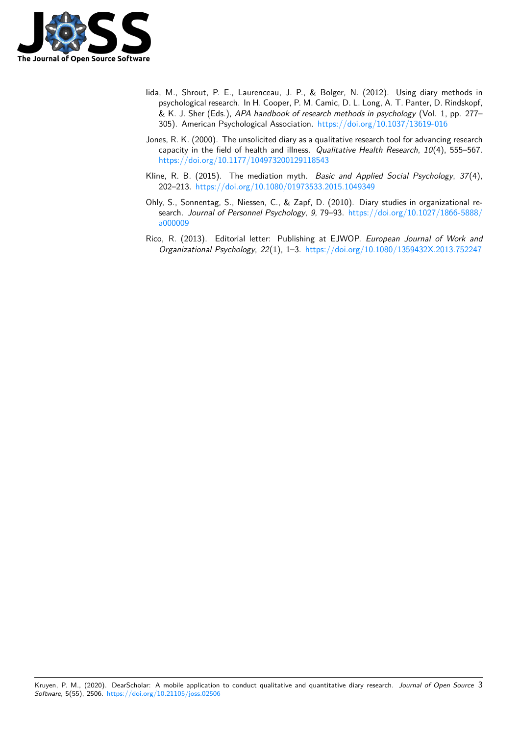Iida, M., Shrout, P. E., Laurenceau, J. P., & Bolger, N. (2012). Using diary methods in psychological research. In H. Cooper, P. M. Camic, D. L. Long, A. T. Panter, D. Rindskopf, & K. J. Sher (Eds.), *APA handbook of research methods in psychology* (Vol. 1, pp. 277–305). American Psychological Association. https://doi.org/10.1037/13619-016

Jones, R. K. (2000). The unsolicited diary as a qualitative research tool for advancing research capacity in the field of health and illness. *Qualitative Health Research*, *10*(4), 555–567. https://doi.org/10.1177/104973200129118543

Kline, R. B. (2015). The mediation myth. *Basic and Applied Social Psychology*, *37*(4), 202–213. https://doi.org/10.1080/01973533.2015.1049349

Ohly, S., Sonnentag, S., Niessen, C., & Zapf, D. (2010). Diary studies in organizational research. *Journal of Personnel Psychology*, *9*, 79–93. https://doi.org/10.1027/1866-5888/a000009

Rico, R. (2013). Editorial letter: Publishing at EJWOP. *European Journal of Work and Organizational Psychology*, *22*(1), 1–3. https://doi.org/10.1080/1359432X.2013.752247